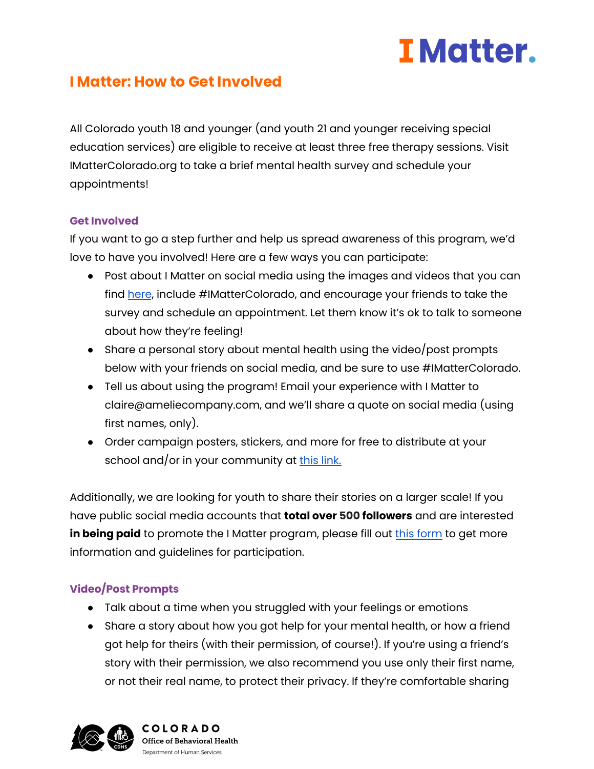# I Matter: How to Get Involved

All Colorado youth 18 and younger (and youth 21 and younger receiving special education services) are eligible to receive at least three free therapy sessions. Visit IMatterColorado.org to take a brief mental health survey and schedule your appointments!

### Get Involved

If you want to go a step further and help us spread awareness of this program, we'd love to have you involved! Here are a few ways you can participate:

- Post about I Matter on social media using the images and videos that you can find here, include #IMatterColorado, and encourage your friends to take the survey and schedule an appointment. Let them know it's ok to talk to someone about how they're feeling!
- Share a personal story about mental health using the video/post prompts below with your friends on social media, and be sure to use #IMatterColorado.
- Tell us about using the program! Email your experience with I Matter to claire@ameliecompany.com, and we'll share a quote on social media (using first names, only).
- Order campaign posters, stickers, and more for free to distribute at your school and/or in your community at this link.

Additionally, we are looking for youth to share their stories on a larger scale! If you have public social media accounts that **total over 500 followers** and are interested **in being paid** to promote the I Matter program, please fill out this form to get more information and guidelines for participation.

### Video/Post Prompts

- Talk about a time when you struggled with your feelings or emotions
- Share a story about how you got help for your mental health, or how a friend got help for theirs (with their permission, of course!). If you're using a friend's story with their permission, we also recommend you use only their first name, or not their real name, to protect their privacy. If they're comfortable sharing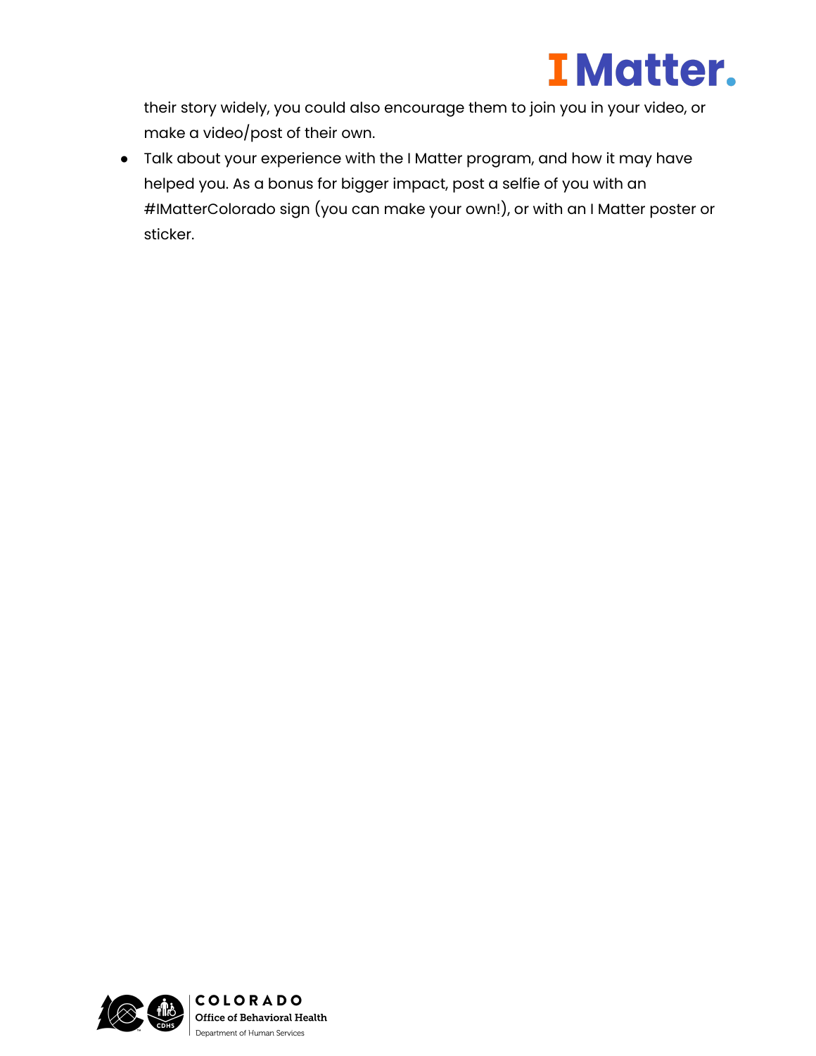their story widely, you could also encourage them to join you in your video, or make a video/post of their own.

- Talk about your experience with the I Matter program, and how it may have helped you. As a bonus for bigger impact, post a selfie of you with an #IMatterColorado sign (you can make your own!), or with an I Matter poster or sticker.